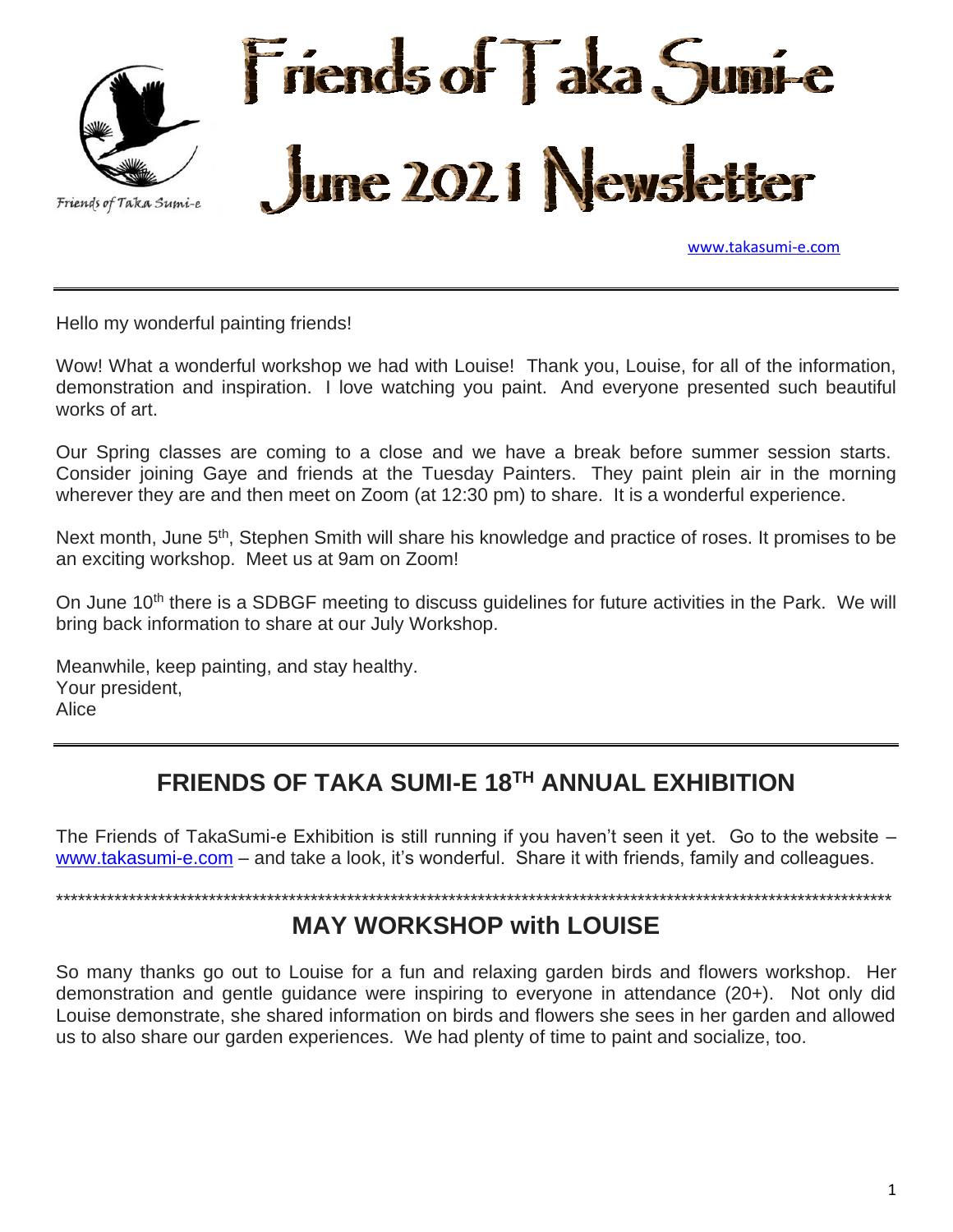# Friends of Taka Sumi-e June 2021 Newsletter

Friends of Taka Sumi-e

www.takasumi-e.com

---

Hello my wonderful painting friends!

Wow! What a wonderful workshop we had with Louise! Thank you, Louise, for all of the information, demonstration and inspiration. I love watching you paint. And everyone presented such beautiful works of art.

Our Spring classes are coming to a close and we have a break before summer session starts. Consider joining Gaye and friends at the Tuesday Painters. They paint plein air in the morning wherever they are and then meet on Zoom (at 12:30 pm) to share. It is a wonderful experience.

Next month, June 5th, Stephen Smith will share his knowledge and practice of roses. It promises to be an exciting workshop. Meet us at 9am on Zoom!

On June 10th there is a SDBGF meeting to discuss guidelines for future activities in the Park. We will bring back information to share at our July Workshop.

Meanwhile, keep painting, and stay healthy.
Your president,
Alice

---

## FRIENDS OF TAKA SUMI-E 18TH ANNUAL EXHIBITION

The Friends of TakaSumi-e Exhibition is still running if you haven't seen it yet. Go to the website – www.takasumi-e.com – and take a look, it's wonderful. Share it with friends, family and colleagues.

*************************************************************************************************************************

## MAY WORKSHOP with LOUISE

So many thanks go out to Louise for a fun and relaxing garden birds and flowers workshop. Her demonstration and gentle guidance were inspiring to everyone in attendance (20+). Not only did Louise demonstrate, she shared information on birds and flowers she sees in her garden and allowed us to also share our garden experiences. We had plenty of time to paint and socialize, too.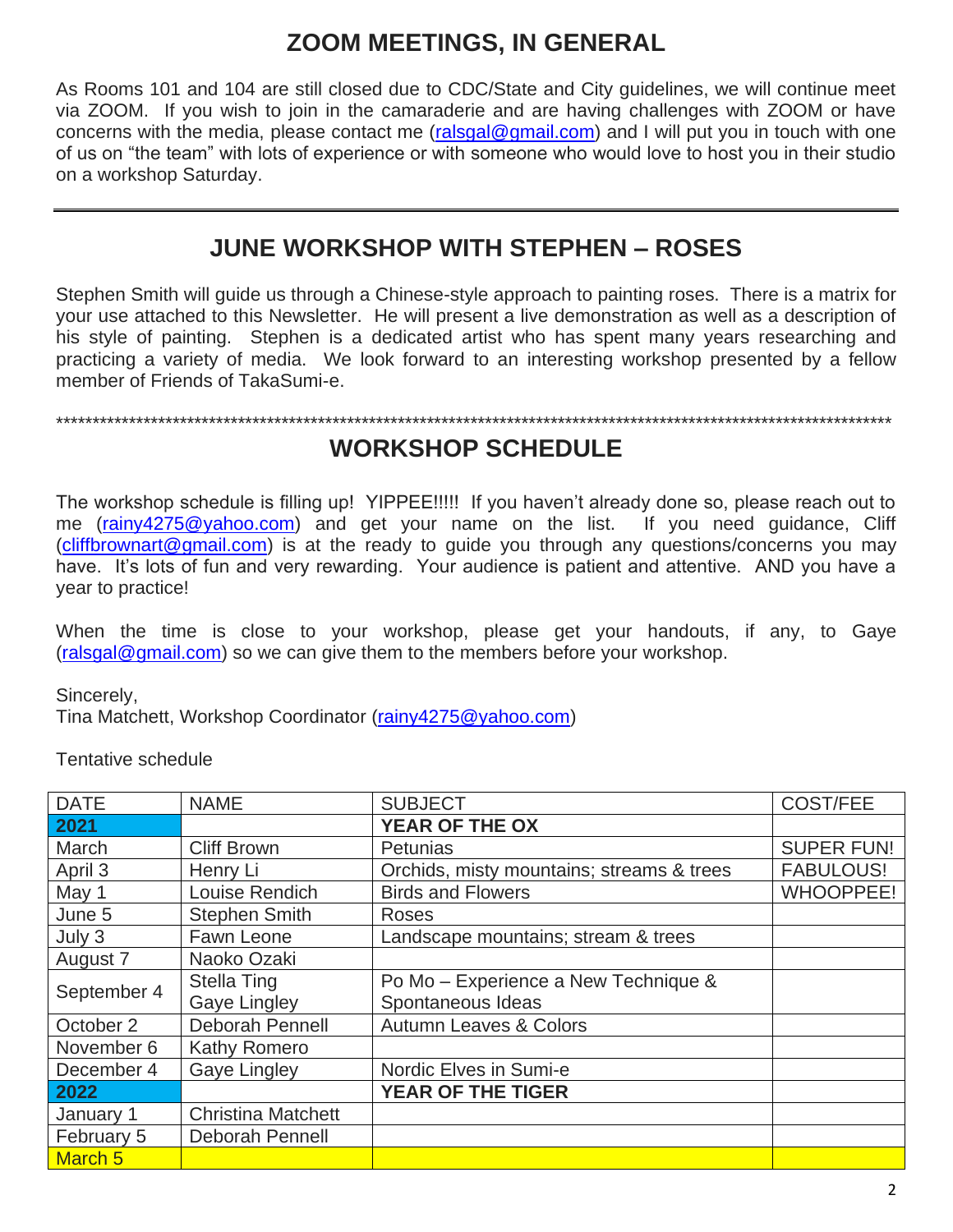## ZOOM MEETINGS, IN GENERAL

As Rooms 101 and 104 are still closed due to CDC/State and City guidelines, we will continue meet via ZOOM. If you wish to join in the camaraderie and are having challenges with ZOOM or have concerns with the media, please contact me (ralsgal@gmail.com) and I will put you in touch with one of us on "the team" with lots of experience or with someone who would love to host you in their studio on a workshop Saturday.

---

## JUNE WORKSHOP WITH STEPHEN – ROSES

Stephen Smith will guide us through a Chinese-style approach to painting roses. There is a matrix for your use attached to this Newsletter. He will present a live demonstration as well as a description of his style of painting. Stephen is a dedicated artist who has spent many years researching and practicing a variety of media. We look forward to an interesting workshop presented by a fellow member of Friends of TakaSumi-e.

\*\*\*\*\*\*\*\*\*\*\*\*\*\*\*\*\*\*\*\*\*\*\*\*\*\*\*\*\*\*\*\*\*\*\*\*\*\*\*\*\*\*\*\*\*\*\*\*\*\*\*\*\*\*\*\*\*\*\*\*\*\*\*\*\*\*\*\*\*\*\*\*\*\*\*\*\*\*\*\*\*\*\*\*\*\*\*\*\*\*\*\*\*\*\*\*\*\*\*\*\*\*\*\*\*\*\*\*\*\*\*\*\*\*\*\*

## WORKSHOP SCHEDULE

The workshop schedule is filling up! YIPPEE!!!!! If you haven't already done so, please reach out to me (rainy4275@yahoo.com) and get your name on the list. If you need guidance, Cliff (cliffbrownart@gmail.com) is at the ready to guide you through any questions/concerns you may have. It's lots of fun and very rewarding. Your audience is patient and attentive. AND you have a year to practice!

When the time is close to your workshop, please get your handouts, if any, to Gaye (ralsgal@gmail.com) so we can give them to the members before your workshop.

Sincerely,
Tina Matchett, Workshop Coordinator (rainy4275@yahoo.com)

Tentative schedule

| DATE | NAME | SUBJECT | COST/FEE |
|---|---|---|---|
| **2021** | | **YEAR OF THE OX** | |
| March | Cliff Brown | Petunias | SUPER FUN! |
| April 3 | Henry Li | Orchids, misty mountains; streams & trees | FABULOUS! |
| May 1 | Louise Rendich | Birds and Flowers | WHOOPPEE! |
| June 5 | Stephen Smith | Roses | |
| July 3 | Fawn Leone | Landscape mountains; stream & trees | |
| August 7 | Naoko Ozaki | | |
| September 4 | Stella Ting<br>Gaye Lingley | Po Mo – Experience a New Technique & Spontaneous Ideas | |
| October 2 | Deborah Pennell | Autumn Leaves & Colors | |
| November 6 | Kathy Romero | | |
| December 4 | Gaye Lingley | Nordic Elves in Sumi-e | |
| **2022** | | **YEAR OF THE TIGER** | |
| January 1 | Christina Matchett | | |
| February 5 | Deborah Pennell | | |
| March 5 | | | |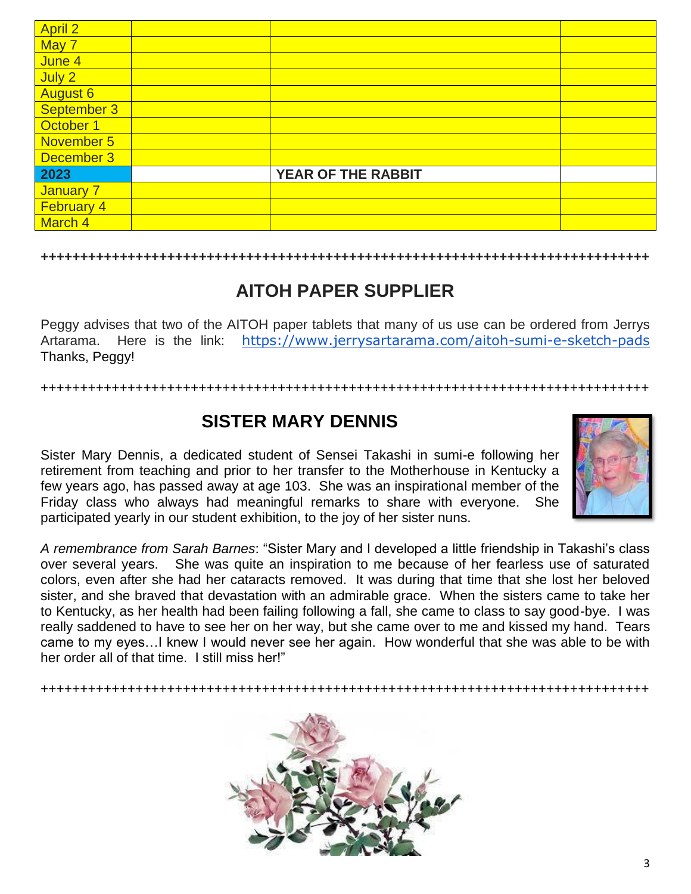| | | | |
|---|---|---|---|
| April 2 | | | |
| May 7 | | | |
| June 4 | | | |
| July 2 | | | |
| August 6 | | | |
| September 3 | | | |
| October 1 | | | |
| November 5 | | | |
| December 3 | | | |
| **2023** | | **YEAR OF THE RABBIT** | |
| January 7 | | | |
| February 4 | | | |
| March 4 | | | |

++++++++++++++++++++++++++++++++++++++++++++++++++++++++++++++++++++++++++++++++

## AITOH PAPER SUPPLIER

Peggy advises that two of the AITOH paper tablets that many of us use can be ordered from Jerrys Artarama. Here is the link: https://www.jerrysartarama.com/aitoh-sumi-e-sketch-pads Thanks, Peggy!

++++++++++++++++++++++++++++++++++++++++++++++++++++++++++++++++++++++++++++++++

## SISTER MARY DENNIS

Sister Mary Dennis, a dedicated student of Sensei Takashi in sumi-e following her retirement from teaching and prior to her transfer to the Motherhouse in Kentucky a few years ago, has passed away at age 103. She was an inspirational member of the Friday class who always had meaningful remarks to share with everyone. She participated yearly in our student exhibition, to the joy of her sister nuns.

*A remembrance from Sarah Barnes*: "Sister Mary and I developed a little friendship in Takashi's class over several years. She was quite an inspiration to me because of her fearless use of saturated colors, even after she had her cataracts removed. It was during that time that she lost her beloved sister, and she braved that devastation with an admirable grace. When the sisters came to take her to Kentucky, as her health had been failing following a fall, she came to class to say good-bye. I was really saddened to have to see her on her way, but she came over to me and kissed my hand. Tears came to my eyes…I knew I would never see her again. How wonderful that she was able to be with her order all of that time. I still miss her!"

++++++++++++++++++++++++++++++++++++++++++++++++++++++++++++++++++++++++++++++++